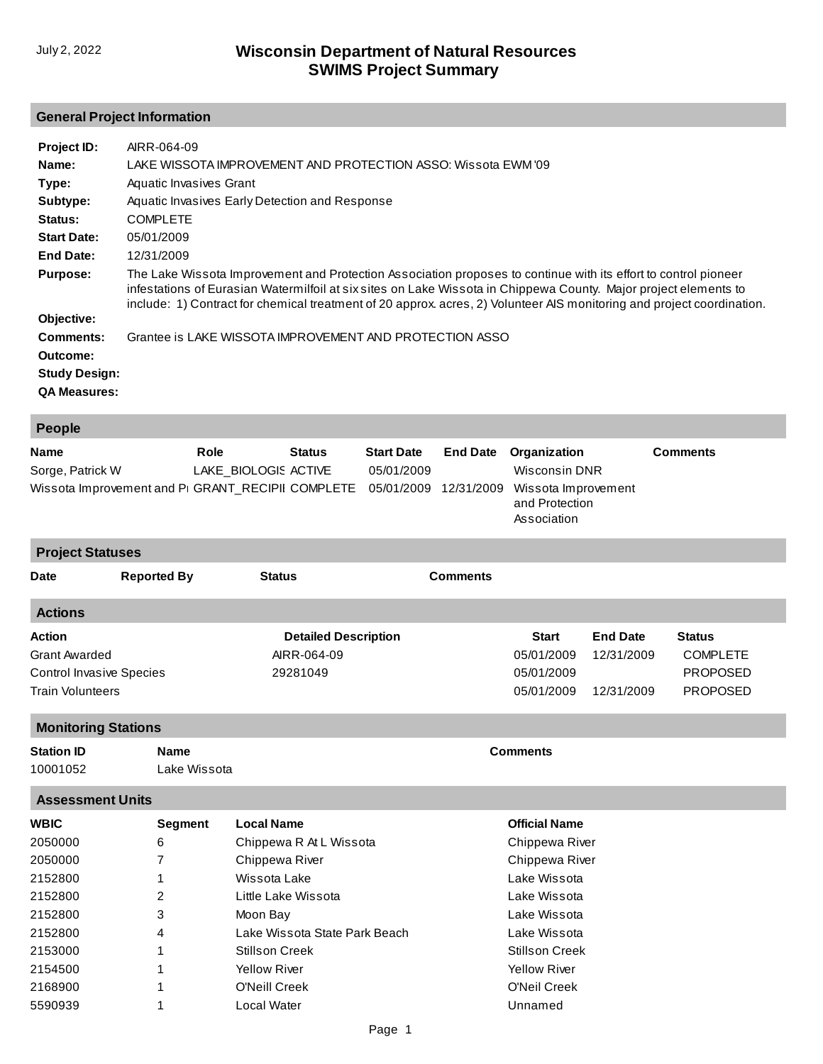July 2, 2022

# Wisconsin Department of Natural Resources
# SWIMS Project Summary

## General Project Information

**Project ID:** AIRR-064-09

**Name:** LAKE WISSOTA IMPROVEMENT AND PROTECTION ASSO: Wissota EWM '09

**Type:** Aquatic Invasives Grant

**Subtype:** Aquatic Invasives Early Detection and Response

**Status:** COMPLETE

**Start Date:** 05/01/2009

**End Date:** 12/31/2009

**Purpose:** The Lake Wissota Improvement and Protection Association proposes to continue with its effort to control pioneer infestations of Eurasian Watermilfoil at six sites on Lake Wissota in Chippewa County. Major project elements to include: 1) Contract for chemical treatment of 20 approx. acres, 2) Volunteer AIS monitoring and project coordination.

**Objective:**

**Comments:** Grantee is LAKE WISSOTA IMPROVEMENT AND PROTECTION ASSO

**Outcome:**

**Study Design:**

**QA Measures:**

## People

| Name | Role | Status | Start Date | End Date | Organization | Comments |
|---|---|---|---|---|---|---|
| Sorge, Patrick W | LAKE_BIOLOGIS | ACTIVE | 05/01/2009 | | Wisconsin DNR | |
| Wissota Improvement and Pı | GRANT_RECIPII | COMPLETE | 05/01/2009 | 12/31/2009 | Wissota Improvement and Protection Association | |

## Project Statuses

| Date | Reported By | Status | Comments |
|---|---|---|---|

## Actions

| Action | Detailed Description | Start | End Date | Status |
|---|---|---|---|---|
| Grant Awarded | AIRR-064-09 | 05/01/2009 | 12/31/2009 | COMPLETE |
| Control Invasive Species | 29281049 | 05/01/2009 | | PROPOSED |
| Train Volunteers | | 05/01/2009 | 12/31/2009 | PROPOSED |

## Monitoring Stations

| Station ID | Name | Comments |
|---|---|---|
| 10001052 | Lake Wissota | |

## Assessment Units

| WBIC | Segment | Local Name | Official Name |
|---|---|---|---|
| 2050000 | 6 | Chippewa R At L Wissota | Chippewa River |
| 2050000 | 7 | Chippewa River | Chippewa River |
| 2152800 | 1 | Wissota Lake | Lake Wissota |
| 2152800 | 2 | Little Lake Wissota | Lake Wissota |
| 2152800 | 3 | Moon Bay | Lake Wissota |
| 2152800 | 4 | Lake Wissota State Park Beach | Lake Wissota |
| 2153000 | 1 | Stillson Creek | Stillson Creek |
| 2154500 | 1 | Yellow River | Yellow River |
| 2168900 | 1 | O'Neill Creek | O'Neil Creek |
| 5590939 | 1 | Local Water | Unnamed |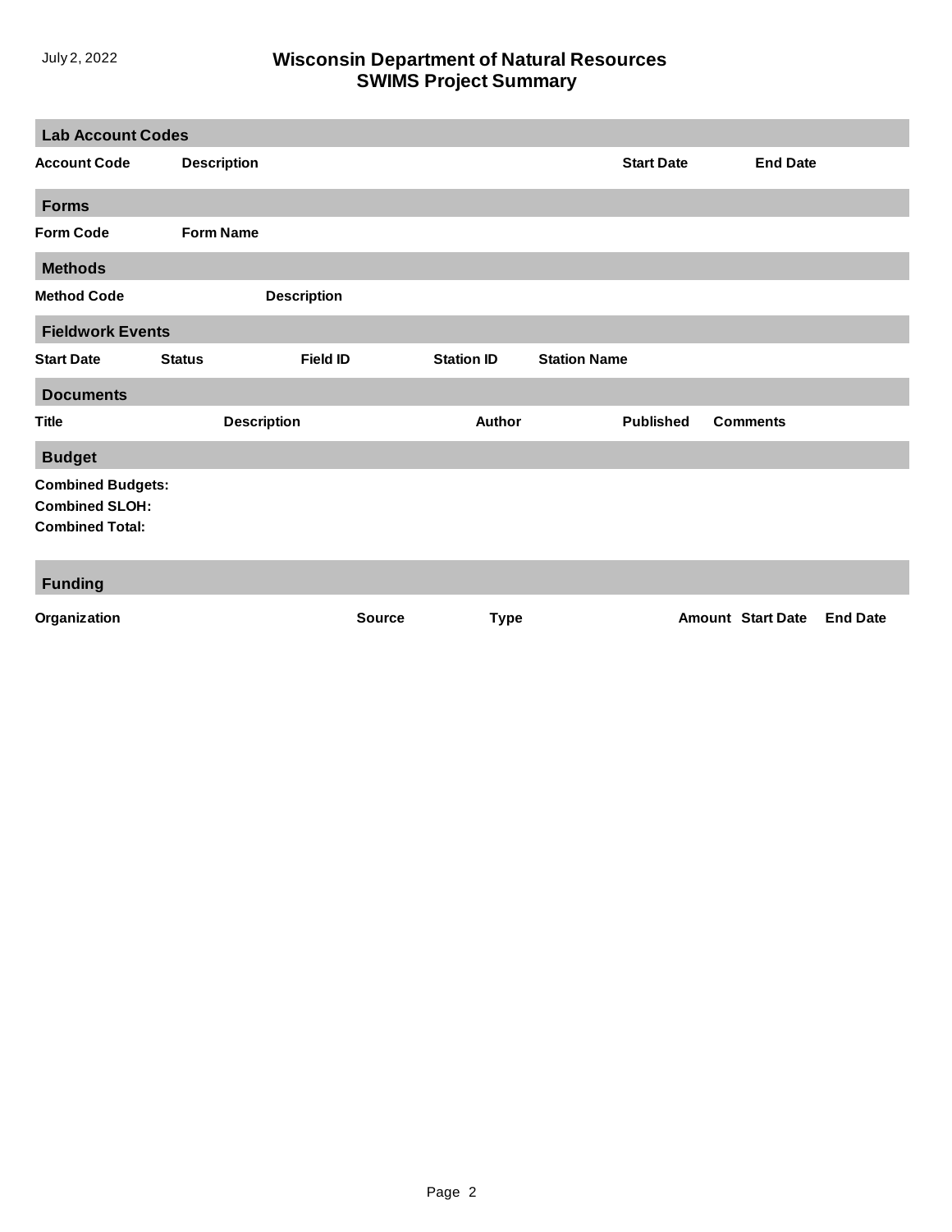## Lab Account Codes

| Account Code | Description | Start Date | End Date |
|---|---|---|---|

## Forms

| Form Code | Form Name |
|---|---|

## Methods

| Method Code | Description |
|---|---|

## Fieldwork Events

| Start Date | Status | Field ID | Station ID | Station Name |
|---|---|---|---|---|

## Documents

| Title | Description | Author | Published | Comments |
|---|---|---|---|---|

## Budget

**Combined Budgets:**
**Combined SLOH:**
**Combined Total:**

## Funding

| Organization | Source | Type | Amount | Start Date | End Date |
|---|---|---|---|---|---|